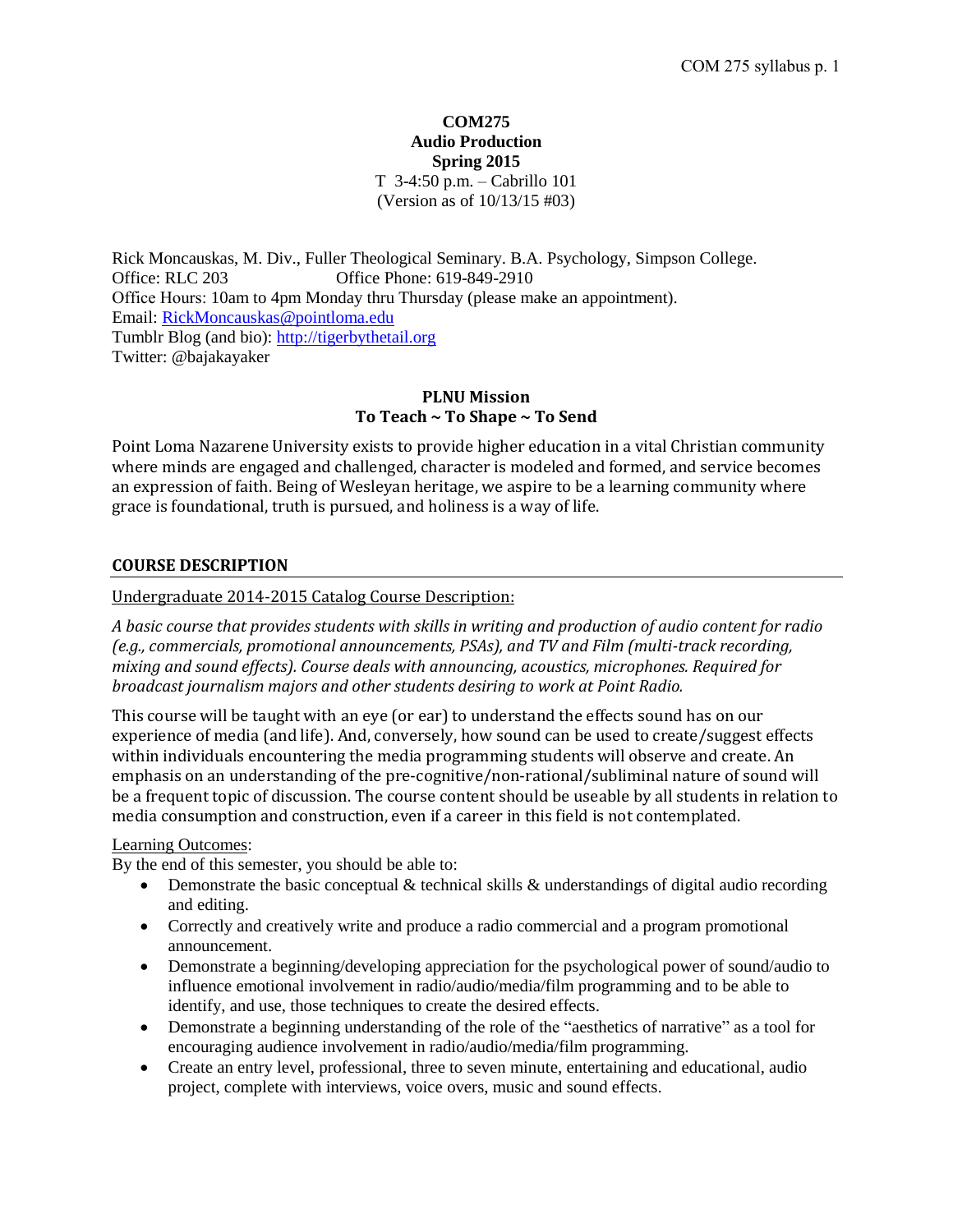**COM275**
**Audio Production**
**Spring 2015**
T 3-4:50 p.m. – Cabrillo 101
(Version as of 10/13/15 #03)

Rick Moncauskas, M. Div., Fuller Theological Seminary. B.A. Psychology, Simpson College.
Office: RLC 203 Office Phone: 619-849-2910
Office Hours: 10am to 4pm Monday thru Thursday (please make an appointment).
Email: RickMoncauskas@pointloma.edu
Tumblr Blog (and bio): http://tigerbythetail.org
Twitter: @bajakayaker

## PLNU Mission
## To Teach ~ To Shape ~ To Send

Point Loma Nazarene University exists to provide higher education in a vital Christian community where minds are engaged and challenged, character is modeled and formed, and service becomes an expression of faith. Being of Wesleyan heritage, we aspire to be a learning community where grace is foundational, truth is pursued, and holiness is a way of life.

## COURSE DESCRIPTION

Undergraduate 2014-2015 Catalog Course Description:

*A basic course that provides students with skills in writing and production of audio content for radio (e.g., commercials, promotional announcements, PSAs), and TV and Film (multi-track recording, mixing and sound effects). Course deals with announcing, acoustics, microphones. Required for broadcast journalism majors and other students desiring to work at Point Radio.*

This course will be taught with an eye (or ear) to understand the effects sound has on our experience of media (and life). And, conversely, how sound can be used to create/suggest effects within individuals encountering the media programming students will observe and create. An emphasis on an understanding of the pre-cognitive/non-rational/subliminal nature of sound will be a frequent topic of discussion. The course content should be useable by all students in relation to media consumption and construction, even if a career in this field is not contemplated.

Learning Outcomes:
By the end of this semester, you should be able to:

- Demonstrate the basic conceptual & technical skills & understandings of digital audio recording and editing.
- Correctly and creatively write and produce a radio commercial and a program promotional announcement.
- Demonstrate a beginning/developing appreciation for the psychological power of sound/audio to influence emotional involvement in radio/audio/media/film programming and to be able to identify, and use, those techniques to create the desired effects.
- Demonstrate a beginning understanding of the role of the "aesthetics of narrative" as a tool for encouraging audience involvement in radio/audio/media/film programming.
- Create an entry level, professional, three to seven minute, entertaining and educational, audio project, complete with interviews, voice overs, music and sound effects.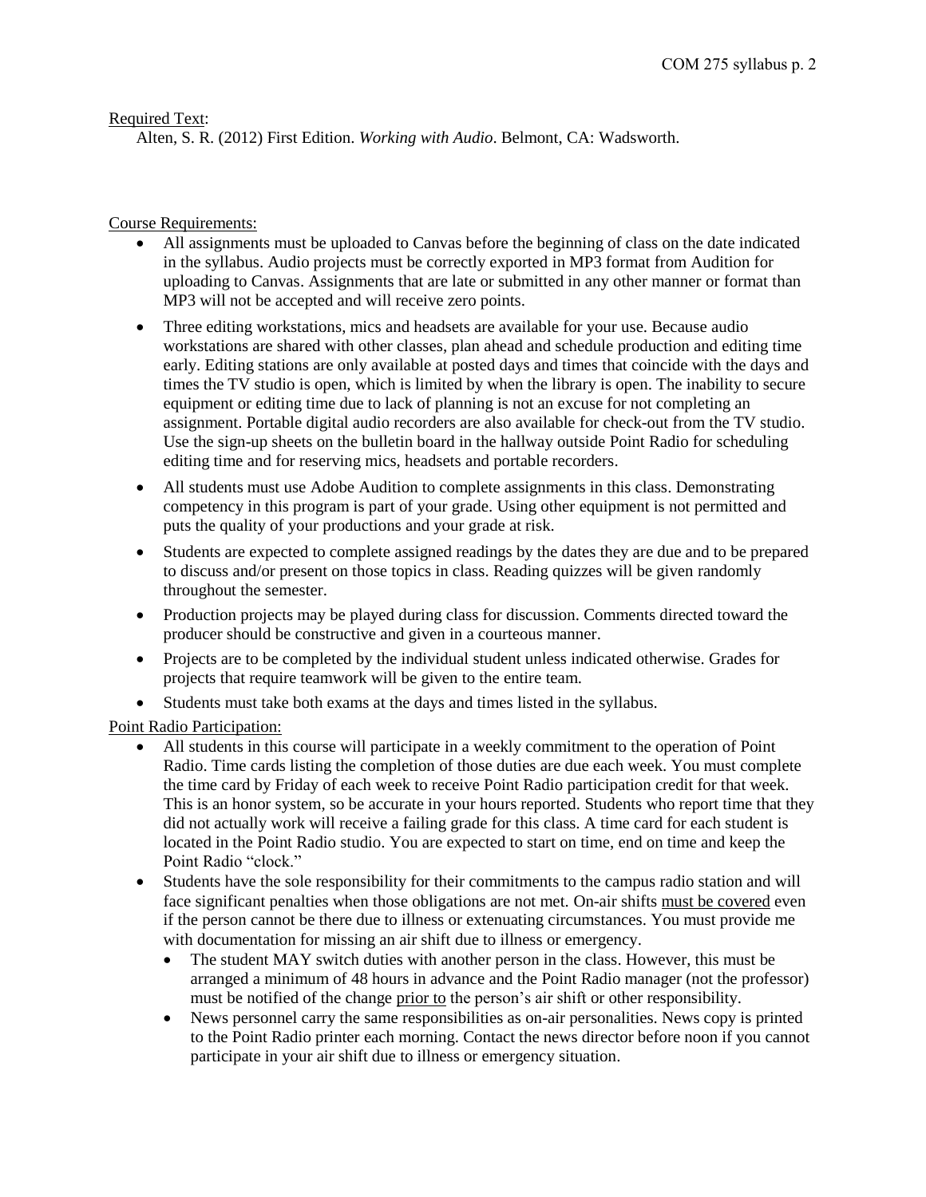Required Text:

Alten, S. R. (2012) First Edition. *Working with Audio*. Belmont, CA: Wadsworth.

Course Requirements:

- All assignments must be uploaded to Canvas before the beginning of class on the date indicated in the syllabus. Audio projects must be correctly exported in MP3 format from Audition for uploading to Canvas. Assignments that are late or submitted in any other manner or format than MP3 will not be accepted and will receive zero points.
- Three editing workstations, mics and headsets are available for your use. Because audio workstations are shared with other classes, plan ahead and schedule production and editing time early. Editing stations are only available at posted days and times that coincide with the days and times the TV studio is open, which is limited by when the library is open. The inability to secure equipment or editing time due to lack of planning is not an excuse for not completing an assignment. Portable digital audio recorders are also available for check-out from the TV studio. Use the sign-up sheets on the bulletin board in the hallway outside Point Radio for scheduling editing time and for reserving mics, headsets and portable recorders.
- All students must use Adobe Audition to complete assignments in this class. Demonstrating competency in this program is part of your grade. Using other equipment is not permitted and puts the quality of your productions and your grade at risk.
- Students are expected to complete assigned readings by the dates they are due and to be prepared to discuss and/or present on those topics in class. Reading quizzes will be given randomly throughout the semester.
- Production projects may be played during class for discussion. Comments directed toward the producer should be constructive and given in a courteous manner.
- Projects are to be completed by the individual student unless indicated otherwise. Grades for projects that require teamwork will be given to the entire team.
- Students must take both exams at the days and times listed in the syllabus.

Point Radio Participation:

- All students in this course will participate in a weekly commitment to the operation of Point Radio. Time cards listing the completion of those duties are due each week. You must complete the time card by Friday of each week to receive Point Radio participation credit for that week. This is an honor system, so be accurate in your hours reported. Students who report time that they did not actually work will receive a failing grade for this class. A time card for each student is located in the Point Radio studio. You are expected to start on time, end on time and keep the Point Radio "clock."
- Students have the sole responsibility for their commitments to the campus radio station and will face significant penalties when those obligations are not met. On-air shifts must be covered even if the person cannot be there due to illness or extenuating circumstances. You must provide me with documentation for missing an air shift due to illness or emergency.
  - The student MAY switch duties with another person in the class. However, this must be arranged a minimum of 48 hours in advance and the Point Radio manager (not the professor) must be notified of the change prior to the person's air shift or other responsibility.
  - News personnel carry the same responsibilities as on-air personalities. News copy is printed to the Point Radio printer each morning. Contact the news director before noon if you cannot participate in your air shift due to illness or emergency situation.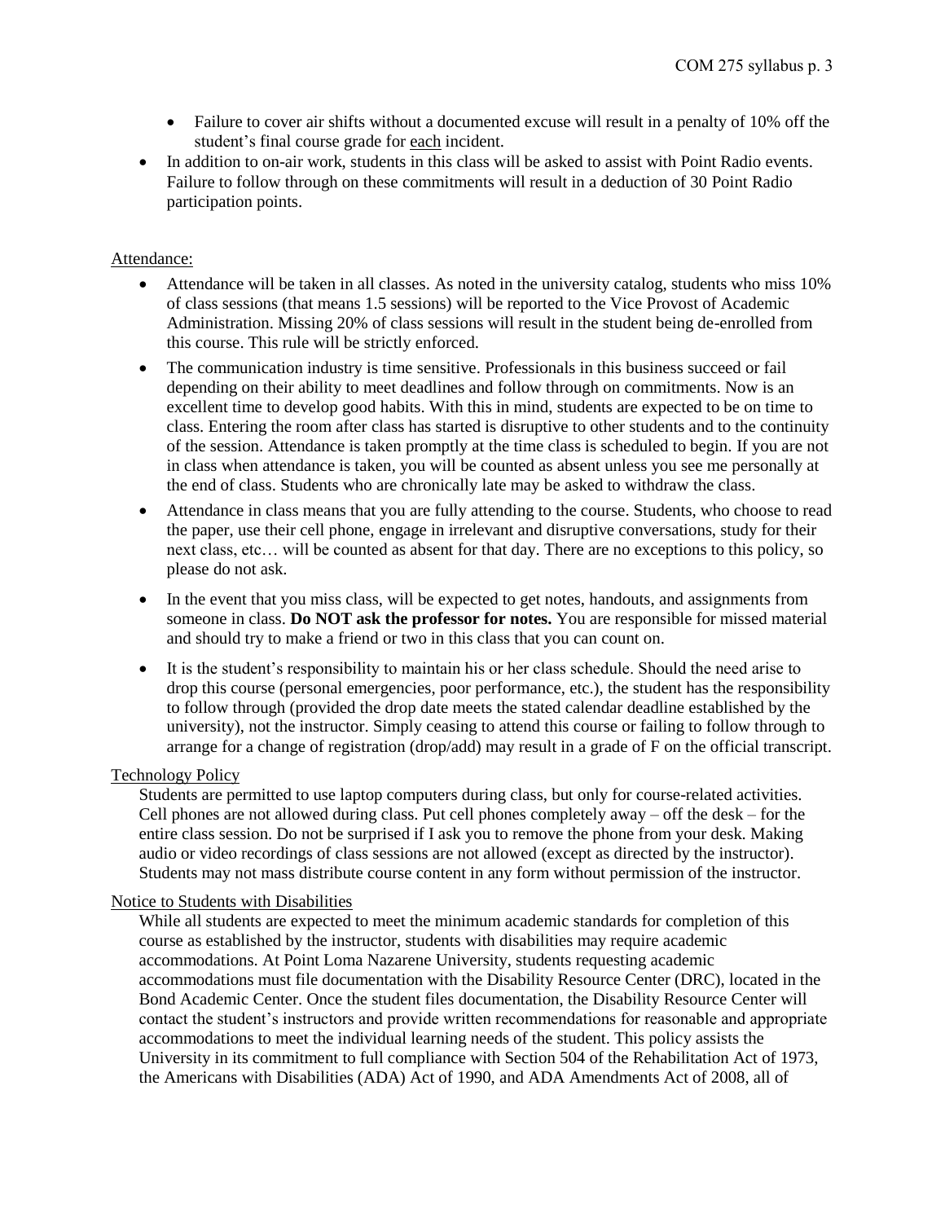- Failure to cover air shifts without a documented excuse will result in a penalty of 10% off the student's final course grade for each incident.
- In addition to on-air work, students in this class will be asked to assist with Point Radio events. Failure to follow through on these commitments will result in a deduction of 30 Point Radio participation points.

Attendance:

- Attendance will be taken in all classes. As noted in the university catalog, students who miss 10% of class sessions (that means 1.5 sessions) will be reported to the Vice Provost of Academic Administration. Missing 20% of class sessions will result in the student being de-enrolled from this course. This rule will be strictly enforced.
- The communication industry is time sensitive. Professionals in this business succeed or fail depending on their ability to meet deadlines and follow through on commitments. Now is an excellent time to develop good habits. With this in mind, students are expected to be on time to class. Entering the room after class has started is disruptive to other students and to the continuity of the session. Attendance is taken promptly at the time class is scheduled to begin. If you are not in class when attendance is taken, you will be counted as absent unless you see me personally at the end of class. Students who are chronically late may be asked to withdraw the class.
- Attendance in class means that you are fully attending to the course. Students, who choose to read the paper, use their cell phone, engage in irrelevant and disruptive conversations, study for their next class, etc… will be counted as absent for that day. There are no exceptions to this policy, so please do not ask.
- In the event that you miss class, will be expected to get notes, handouts, and assignments from someone in class. **Do NOT ask the professor for notes.** You are responsible for missed material and should try to make a friend or two in this class that you can count on.
- It is the student's responsibility to maintain his or her class schedule. Should the need arise to drop this course (personal emergencies, poor performance, etc.), the student has the responsibility to follow through (provided the drop date meets the stated calendar deadline established by the university), not the instructor. Simply ceasing to attend this course or failing to follow through to arrange for a change of registration (drop/add) may result in a grade of F on the official transcript.

Technology Policy

Students are permitted to use laptop computers during class, but only for course-related activities. Cell phones are not allowed during class. Put cell phones completely away – off the desk – for the entire class session. Do not be surprised if I ask you to remove the phone from your desk. Making audio or video recordings of class sessions are not allowed (except as directed by the instructor). Students may not mass distribute course content in any form without permission of the instructor.

Notice to Students with Disabilities

While all students are expected to meet the minimum academic standards for completion of this course as established by the instructor, students with disabilities may require academic accommodations. At Point Loma Nazarene University, students requesting academic accommodations must file documentation with the Disability Resource Center (DRC), located in the Bond Academic Center. Once the student files documentation, the Disability Resource Center will contact the student's instructors and provide written recommendations for reasonable and appropriate accommodations to meet the individual learning needs of the student. This policy assists the University in its commitment to full compliance with Section 504 of the Rehabilitation Act of 1973, the Americans with Disabilities (ADA) Act of 1990, and ADA Amendments Act of 2008, all of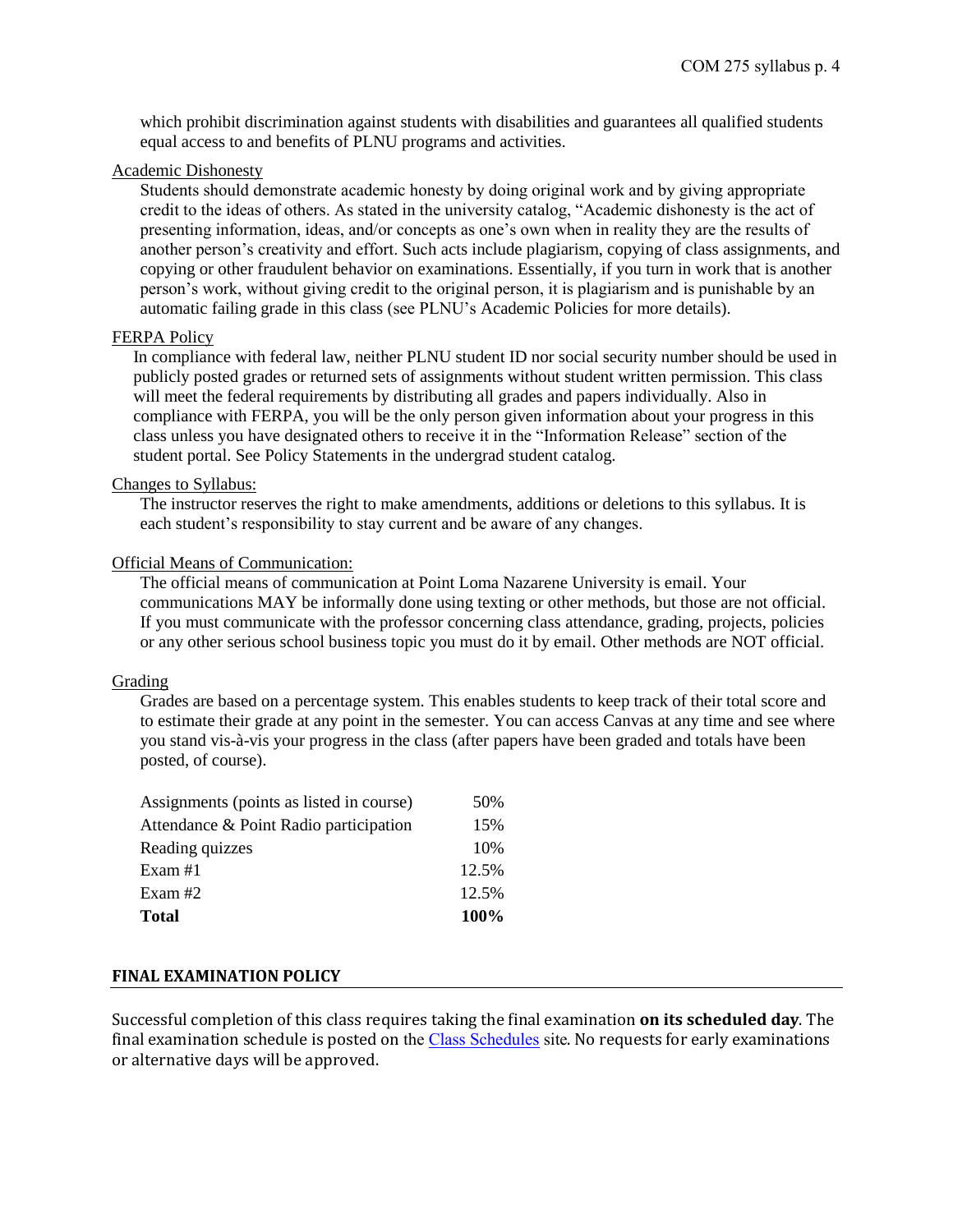which prohibit discrimination against students with disabilities and guarantees all qualified students equal access to and benefits of PLNU programs and activities.

Academic Dishonesty

Students should demonstrate academic honesty by doing original work and by giving appropriate credit to the ideas of others. As stated in the university catalog, "Academic dishonesty is the act of presenting information, ideas, and/or concepts as one's own when in reality they are the results of another person's creativity and effort. Such acts include plagiarism, copying of class assignments, and copying or other fraudulent behavior on examinations. Essentially, if you turn in work that is another person's work, without giving credit to the original person, it is plagiarism and is punishable by an automatic failing grade in this class (see PLNU's Academic Policies for more details).

FERPA Policy

In compliance with federal law, neither PLNU student ID nor social security number should be used in publicly posted grades or returned sets of assignments without student written permission. This class will meet the federal requirements by distributing all grades and papers individually. Also in compliance with FERPA, you will be the only person given information about your progress in this class unless you have designated others to receive it in the "Information Release" section of the student portal. See Policy Statements in the undergrad student catalog.

Changes to Syllabus:

The instructor reserves the right to make amendments, additions or deletions to this syllabus. It is each student's responsibility to stay current and be aware of any changes.

Official Means of Communication:

The official means of communication at Point Loma Nazarene University is email. Your communications MAY be informally done using texting or other methods, but those are not official. If you must communicate with the professor concerning class attendance, grading, projects, policies or any other serious school business topic you must do it by email. Other methods are NOT official.

Grading

Grades are based on a percentage system. This enables students to keep track of their total score and to estimate their grade at any point in the semester. You can access Canvas at any time and see where you stand vis-à-vis your progress in the class (after papers have been graded and totals have been posted, of course).

| Component | Weight |
|---|---|
| Assignments (points as listed in course) | 50% |
| Attendance & Point Radio participation | 15% |
| Reading quizzes | 10% |
| Exam #1 | 12.5% |
| Exam #2 | 12.5% |
| **Total** | **100%** |

## FINAL EXAMINATION POLICY

Successful completion of this class requires taking the final examination **on its scheduled day**. The final examination schedule is posted on the Class Schedules site. No requests for early examinations or alternative days will be approved.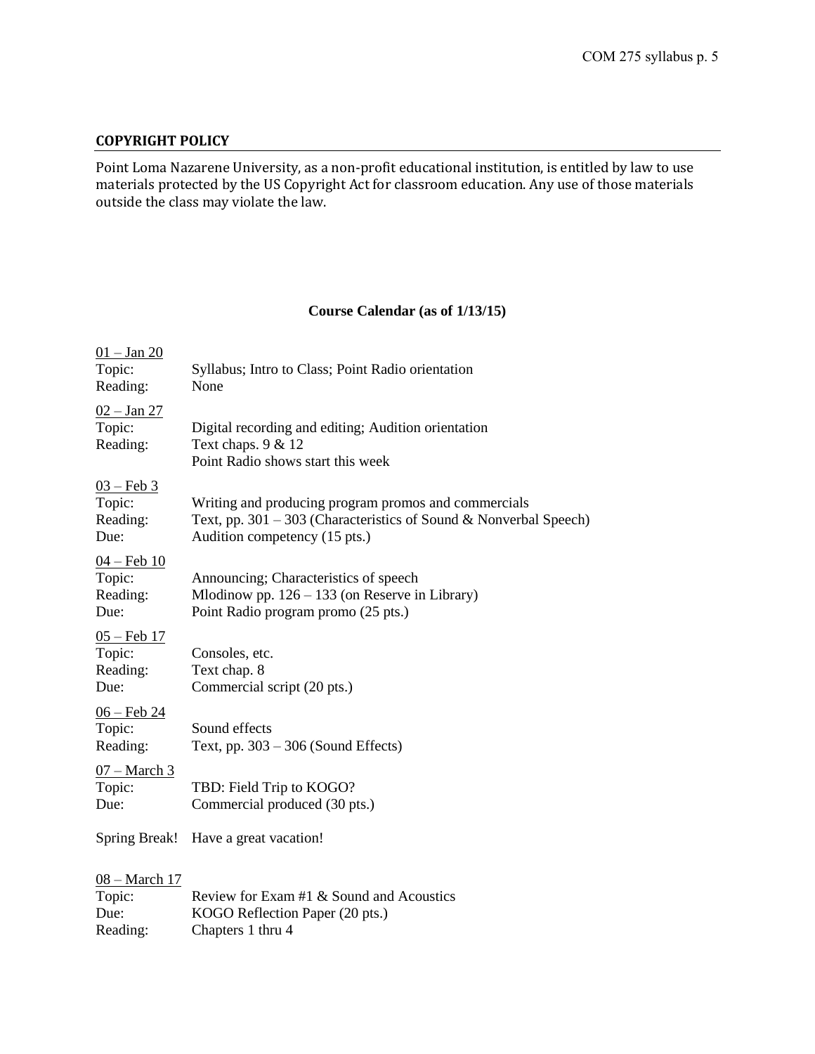## COPYRIGHT POLICY

Point Loma Nazarene University, as a non-profit educational institution, is entitled by law to use materials protected by the US Copyright Act for classroom education. Any use of those materials outside the class may violate the law.

**Course Calendar (as of 1/13/15)**

<u>01 – Jan 20</u>
Topic: Syllabus; Intro to Class; Point Radio orientation
Reading: None

<u>02 – Jan 27</u>
Topic: Digital recording and editing; Audition orientation
Reading: Text chaps. 9 & 12
Point Radio shows start this week

<u>03 – Feb 3</u>
Topic: Writing and producing program promos and commercials
Reading: Text, pp. 301 – 303 (Characteristics of Sound & Nonverbal Speech)
Due: Audition competency (15 pts.)

<u>04 – Feb 10</u>
Topic: Announcing; Characteristics of speech
Reading: Mlodinow pp. 126 – 133 (on Reserve in Library)
Due: Point Radio program promo (25 pts.)

<u>05 – Feb 17</u>
Topic: Consoles, etc.
Reading: Text chap. 8
Due: Commercial script (20 pts.)

<u>06 – Feb 24</u>
Topic: Sound effects
Reading: Text, pp. 303 – 306 (Sound Effects)

<u>07 – March 3</u>
Topic: TBD: Field Trip to KOGO?
Due: Commercial produced (30 pts.)

Spring Break! Have a great vacation!

<u>08 – March 17</u>
Topic: Review for Exam #1 & Sound and Acoustics
Due: KOGO Reflection Paper (20 pts.)
Reading: Chapters 1 thru 4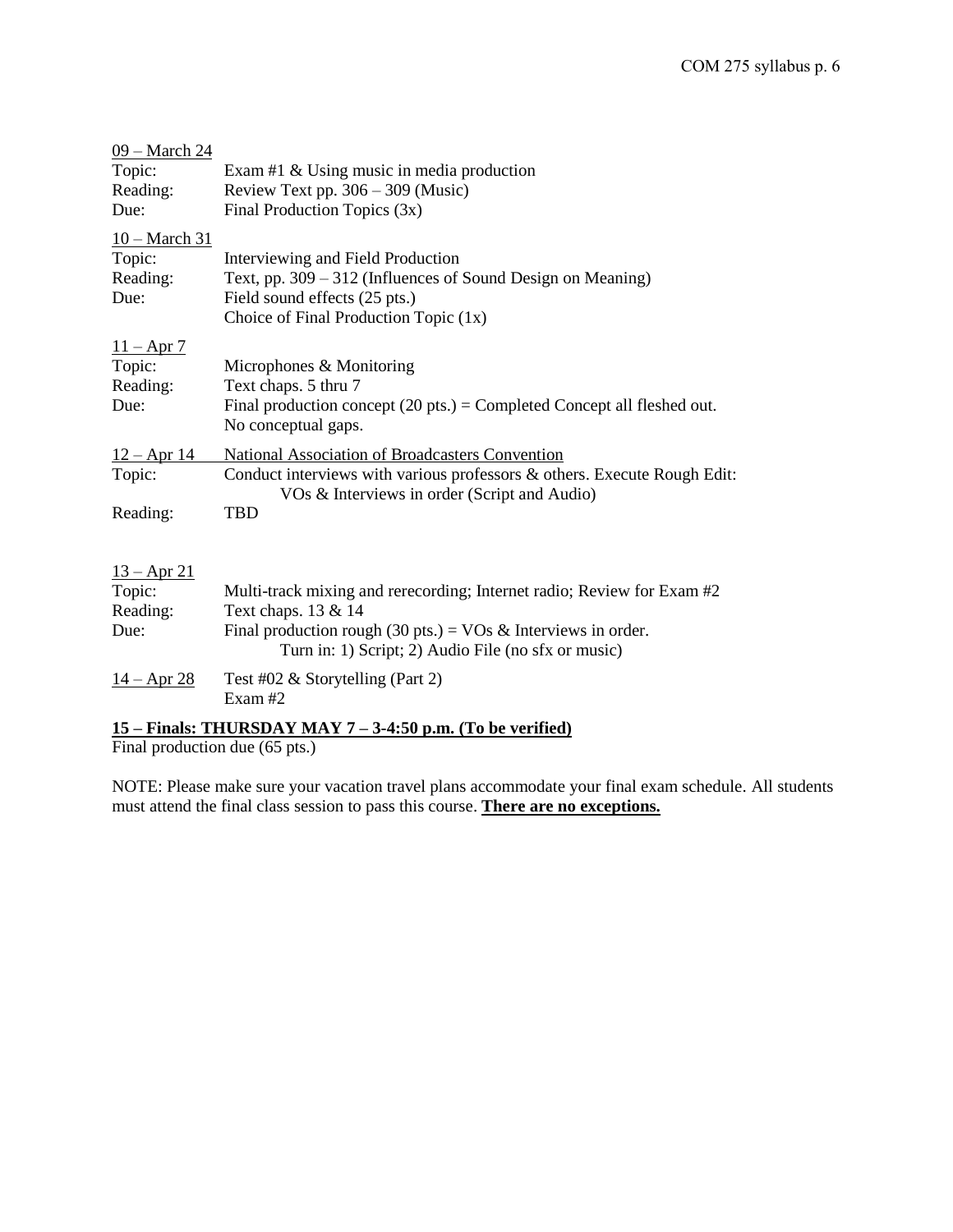09 – March 24

Topic: Exam #1 & Using music in media production

Reading: Review Text pp. 306 – 309 (Music)

Due: Final Production Topics (3x)

10 – March 31

Topic: Interviewing and Field Production

Reading: Text, pp. 309 – 312 (Influences of Sound Design on Meaning)

Due: Field sound effects (25 pts.)
Choice of Final Production Topic (1x)

11 – Apr 7

Topic: Microphones & Monitoring

Reading: Text chaps. 5 thru 7

Due: Final production concept (20 pts.) = Completed Concept all fleshed out. No conceptual gaps.

12 – Apr 14 National Association of Broadcasters Convention

Topic: Conduct interviews with various professors & others. Execute Rough Edit: VOs & Interviews in order (Script and Audio)

Reading: TBD

13 – Apr 21

Topic: Multi-track mixing and rerecording; Internet radio; Review for Exam #2

Reading: Text chaps. 13 & 14

Due: Final production rough (30 pts.) = VOs & Interviews in order.
Turn in: 1) Script; 2) Audio File (no sfx or music)

14 – Apr 28 Test #02 & Storytelling (Part 2)
Exam #2

**15 – Finals: THURSDAY MAY 7 – 3-4:50 p.m. (To be verified)**

Final production due (65 pts.)

NOTE: Please make sure your vacation travel plans accommodate your final exam schedule. All students must attend the final class session to pass this course. **There are no exceptions.**